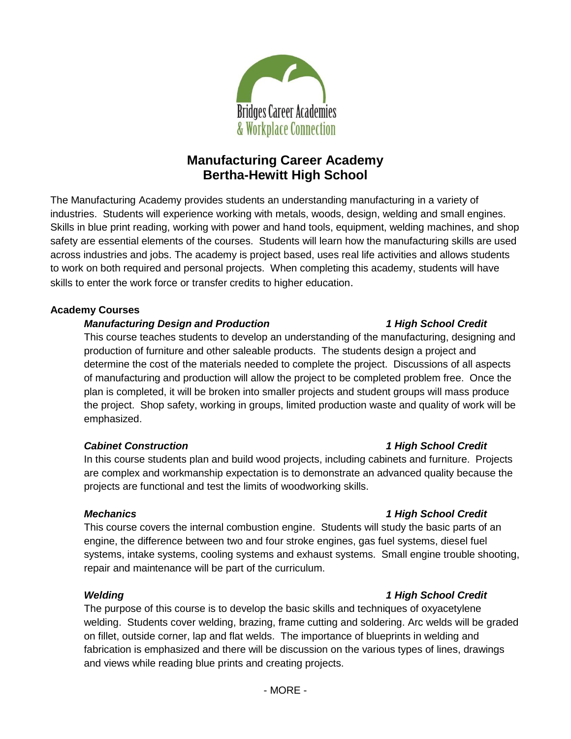Bridges Career Academies
& Workplace Connection

# Manufacturing Career Academy
# Bertha-Hewitt High School

The Manufacturing Academy provides students an understanding manufacturing in a variety of industries. Students will experience working with metals, woods, design, welding and small engines. Skills in blue print reading, working with power and hand tools, equipment, welding machines, and shop safety are essential elements of the courses. Students will learn how the manufacturing skills are used across industries and jobs. The academy is project based, uses real life activities and allows students to work on both required and personal projects. When completing this academy, students will have skills to enter the work force or transfer credits to higher education.

**Academy Courses**

***Manufacturing Design and Production*** — ***1 High School Credit***

This course teaches students to develop an understanding of the manufacturing, designing and production of furniture and other saleable products. The students design a project and determine the cost of the materials needed to complete the project. Discussions of all aspects of manufacturing and production will allow the project to be completed problem free. Once the plan is completed, it will be broken into smaller projects and student groups will mass produce the project. Shop safety, working in groups, limited production waste and quality of work will be emphasized.

***Cabinet Construction*** — ***1 High School Credit***

In this course students plan and build wood projects, including cabinets and furniture. Projects are complex and workmanship expectation is to demonstrate an advanced quality because the projects are functional and test the limits of woodworking skills.

***Mechanics*** — ***1 High School Credit***

This course covers the internal combustion engine. Students will study the basic parts of an engine, the difference between two and four stroke engines, gas fuel systems, diesel fuel systems, intake systems, cooling systems and exhaust systems. Small engine trouble shooting, repair and maintenance will be part of the curriculum.

***Welding*** — ***1 High School Credit***

The purpose of this course is to develop the basic skills and techniques of oxyacetylene welding. Students cover welding, brazing, frame cutting and soldering. Arc welds will be graded on fillet, outside corner, lap and flat welds. The importance of blueprints in welding and fabrication is emphasized and there will be discussion on the various types of lines, drawings and views while reading blue prints and creating projects.

- MORE -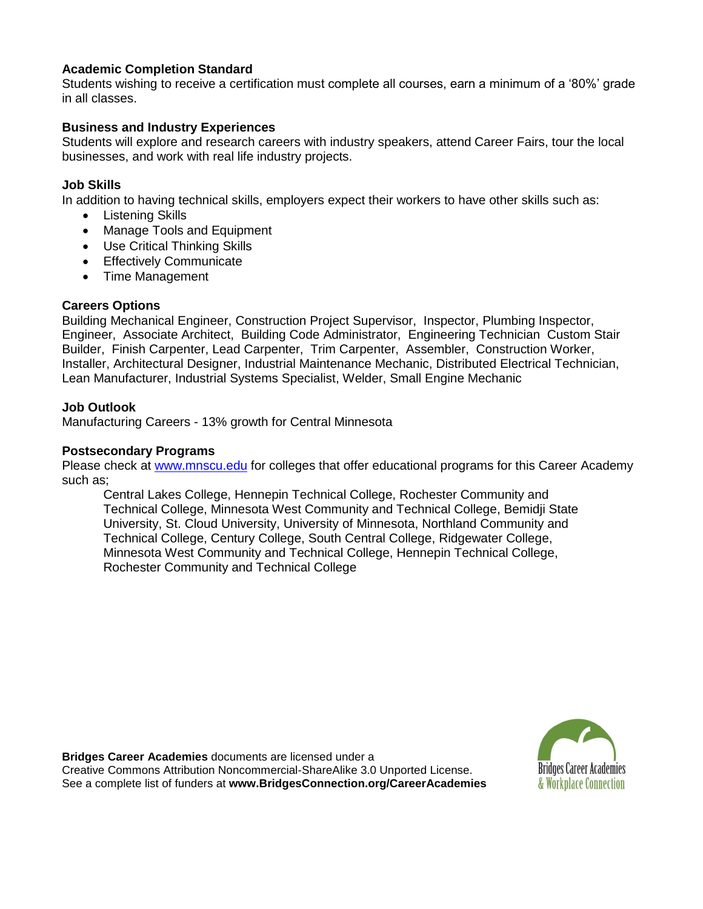**Academic Completion Standard**

Students wishing to receive a certification must complete all courses, earn a minimum of a '80%' grade in all classes.

**Business and Industry Experiences**

Students will explore and research careers with industry speakers, attend Career Fairs, tour the local businesses, and work with real life industry projects.

**Job Skills**

In addition to having technical skills, employers expect their workers to have other skills such as:

- Listening Skills
- Manage Tools and Equipment
- Use Critical Thinking Skills
- Effectively Communicate
- Time Management

**Careers Options**

Building Mechanical Engineer, Construction Project Supervisor, Inspector, Plumbing Inspector, Engineer, Associate Architect, Building Code Administrator, Engineering Technician Custom Stair Builder, Finish Carpenter, Lead Carpenter, Trim Carpenter, Assembler, Construction Worker, Installer, Architectural Designer, Industrial Maintenance Mechanic, Distributed Electrical Technician, Lean Manufacturer, Industrial Systems Specialist, Welder, Small Engine Mechanic

**Job Outlook**

Manufacturing Careers - 13% growth for Central Minnesota

**Postsecondary Programs**

Please check at [www.mnscu.edu](http://www.mnscu.edu) for colleges that offer educational programs for this Career Academy such as;

Central Lakes College, Hennepin Technical College, Rochester Community and Technical College, Minnesota West Community and Technical College, Bemidji State University, St. Cloud University, University of Minnesota, Northland Community and Technical College, Century College, South Central College, Ridgewater College, Minnesota West Community and Technical College, Hennepin Technical College, Rochester Community and Technical College

**Bridges Career Academies** documents are licensed under a
Creative Commons Attribution Noncommercial-ShareAlike 3.0 Unported License.
See a complete list of funders at **www.BridgesConnection.org/CareerAcademies**

Bridges Career Academies
& Workplace Connection